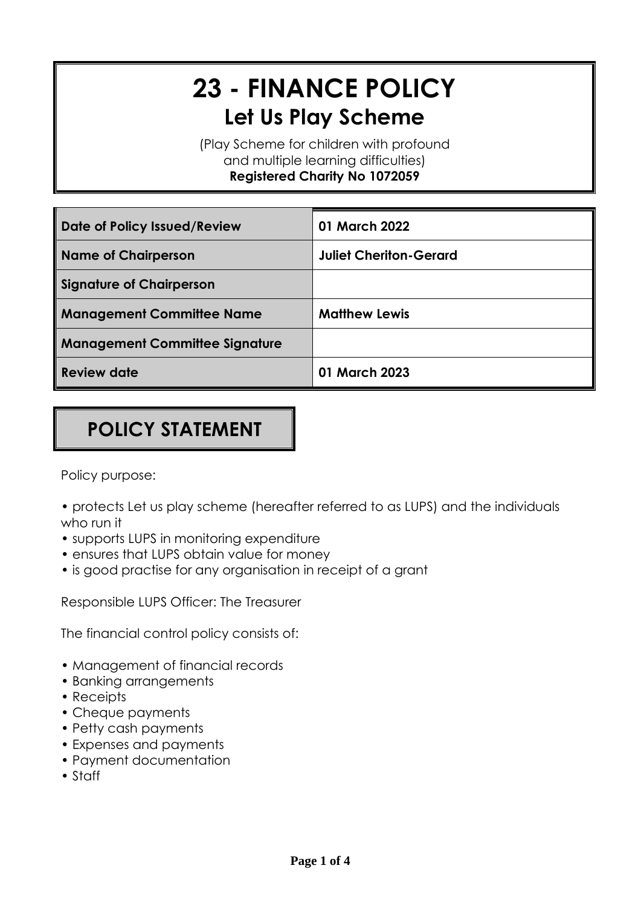# 23 - FINANCE POLICY

## Let Us Play Scheme

(Play Scheme for children with profound and multiple learning difficulties)

**Registered Charity No 1072059**

| | |
|---|---|
| **Date of Policy Issued/Review** | **01 March 2022** |
| **Name of Chairperson** | **Juliet Cheriton-Gerard** |
| **Signature of Chairperson** | |
| **Management Committee Name** | **Matthew Lewis** |
| **Management Committee Signature** | |
| **Review date** | **01 March 2023** |

## POLICY STATEMENT

Policy purpose:

- protects Let us play scheme (hereafter referred to as LUPS) and the individuals who run it
- supports LUPS in monitoring expenditure
- ensures that LUPS obtain value for money
- is good practise for any organisation in receipt of a grant

Responsible LUPS Officer: The Treasurer

The financial control policy consists of:

- Management of financial records
- Banking arrangements
- Receipts
- Cheque payments
- Petty cash payments
- Expenses and payments
- Payment documentation
- Staff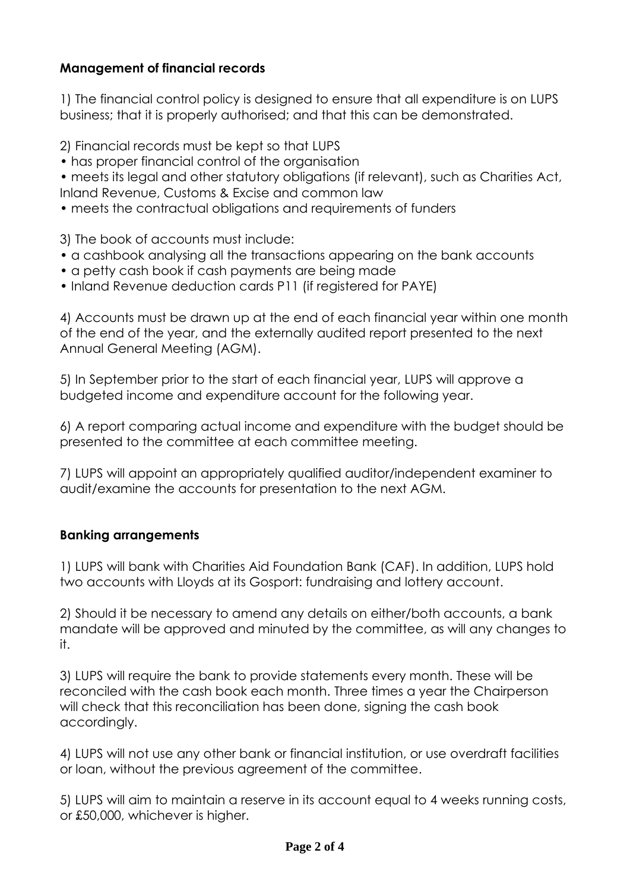**Management of financial records**

1) The financial control policy is designed to ensure that all expenditure is on LUPS business; that it is properly authorised; and that this can be demonstrated.

2) Financial records must be kept so that LUPS

- has proper financial control of the organisation
- meets its legal and other statutory obligations (if relevant), such as Charities Act, Inland Revenue, Customs & Excise and common law
- meets the contractual obligations and requirements of funders

3) The book of accounts must include:

- a cashbook analysing all the transactions appearing on the bank accounts
- a petty cash book if cash payments are being made
- Inland Revenue deduction cards P11 (if registered for PAYE)

4) Accounts must be drawn up at the end of each financial year within one month of the end of the year, and the externally audited report presented to the next Annual General Meeting (AGM).

5) In September prior to the start of each financial year, LUPS will approve a budgeted income and expenditure account for the following year.

6) A report comparing actual income and expenditure with the budget should be presented to the committee at each committee meeting.

7) LUPS will appoint an appropriately qualified auditor/independent examiner to audit/examine the accounts for presentation to the next AGM.

**Banking arrangements**

1) LUPS will bank with Charities Aid Foundation Bank (CAF). In addition, LUPS hold two accounts with Lloyds at its Gosport: fundraising and lottery account.

2) Should it be necessary to amend any details on either/both accounts, a bank mandate will be approved and minuted by the committee, as will any changes to it.

3) LUPS will require the bank to provide statements every month. These will be reconciled with the cash book each month. Three times a year the Chairperson will check that this reconciliation has been done, signing the cash book accordingly.

4) LUPS will not use any other bank or financial institution, or use overdraft facilities or loan, without the previous agreement of the committee.

5) LUPS will aim to maintain a reserve in its account equal to 4 weeks running costs, or £50,000, whichever is higher.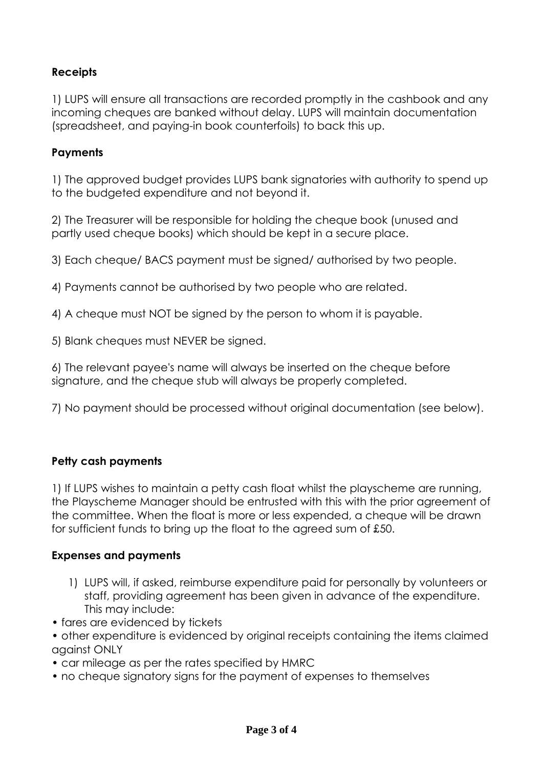**Receipts**

1) LUPS will ensure all transactions are recorded promptly in the cashbook and any incoming cheques are banked without delay. LUPS will maintain documentation (spreadsheet, and paying-in book counterfoils) to back this up.

**Payments**

1) The approved budget provides LUPS bank signatories with authority to spend up to the budgeted expenditure and not beyond it.

2) The Treasurer will be responsible for holding the cheque book (unused and partly used cheque books) which should be kept in a secure place.

3) Each cheque/ BACS payment must be signed/ authorised by two people.

4) Payments cannot be authorised by two people who are related.

4) A cheque must NOT be signed by the person to whom it is payable.

5) Blank cheques must NEVER be signed.

6) The relevant payee's name will always be inserted on the cheque before signature, and the cheque stub will always be properly completed.

7) No payment should be processed without original documentation (see below).

**Petty cash payments**

1) If LUPS wishes to maintain a petty cash float whilst the playscheme are running, the Playscheme Manager should be entrusted with this with the prior agreement of the committee. When the float is more or less expended, a cheque will be drawn for sufficient funds to bring up the float to the agreed sum of £50.

**Expenses and payments**

1) LUPS will, if asked, reimburse expenditure paid for personally by volunteers or staff, providing agreement has been given in advance of the expenditure. This may include:

- fares are evidenced by tickets
- other expenditure is evidenced by original receipts containing the items claimed against ONLY
- car mileage as per the rates specified by HMRC
- no cheque signatory signs for the payment of expenses to themselves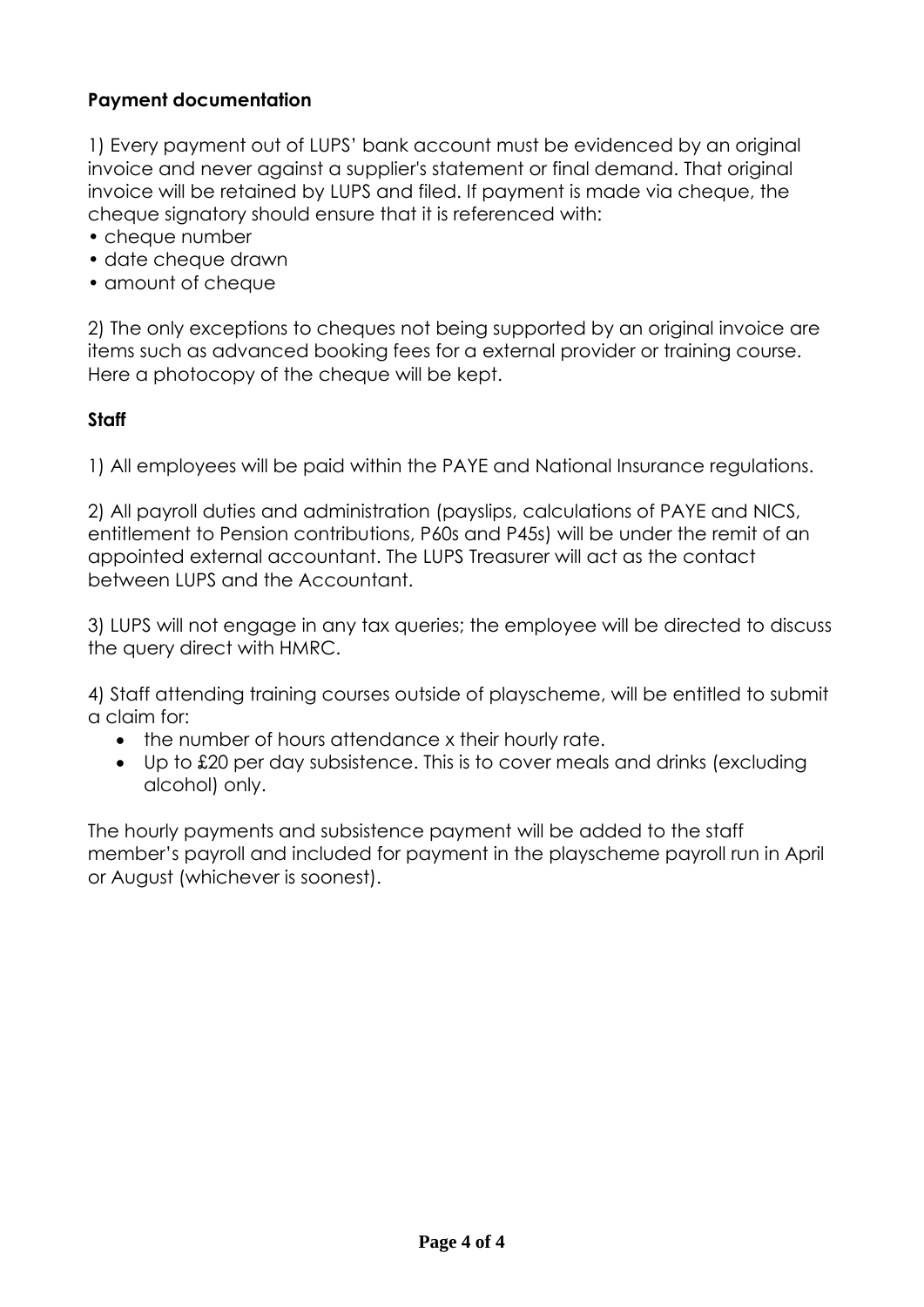**Payment documentation**

1) Every payment out of LUPS' bank account must be evidenced by an original invoice and never against a supplier's statement or final demand. That original invoice will be retained by LUPS and filed. If payment is made via cheque, the cheque signatory should ensure that it is referenced with:

- cheque number
- date cheque drawn
- amount of cheque

2) The only exceptions to cheques not being supported by an original invoice are items such as advanced booking fees for a external provider or training course. Here a photocopy of the cheque will be kept.

**Staff**

1) All employees will be paid within the PAYE and National Insurance regulations.

2) All payroll duties and administration (payslips, calculations of PAYE and NICS, entitlement to Pension contributions, P60s and P45s) will be under the remit of an appointed external accountant. The LUPS Treasurer will act as the contact between LUPS and the Accountant.

3) LUPS will not engage in any tax queries; the employee will be directed to discuss the query direct with HMRC.

4) Staff attending training courses outside of playscheme, will be entitled to submit a claim for:

- the number of hours attendance x their hourly rate.
- Up to £20 per day subsistence. This is to cover meals and drinks (excluding alcohol) only.

The hourly payments and subsistence payment will be added to the staff member's payroll and included for payment in the playscheme payroll run in April or August (whichever is soonest).